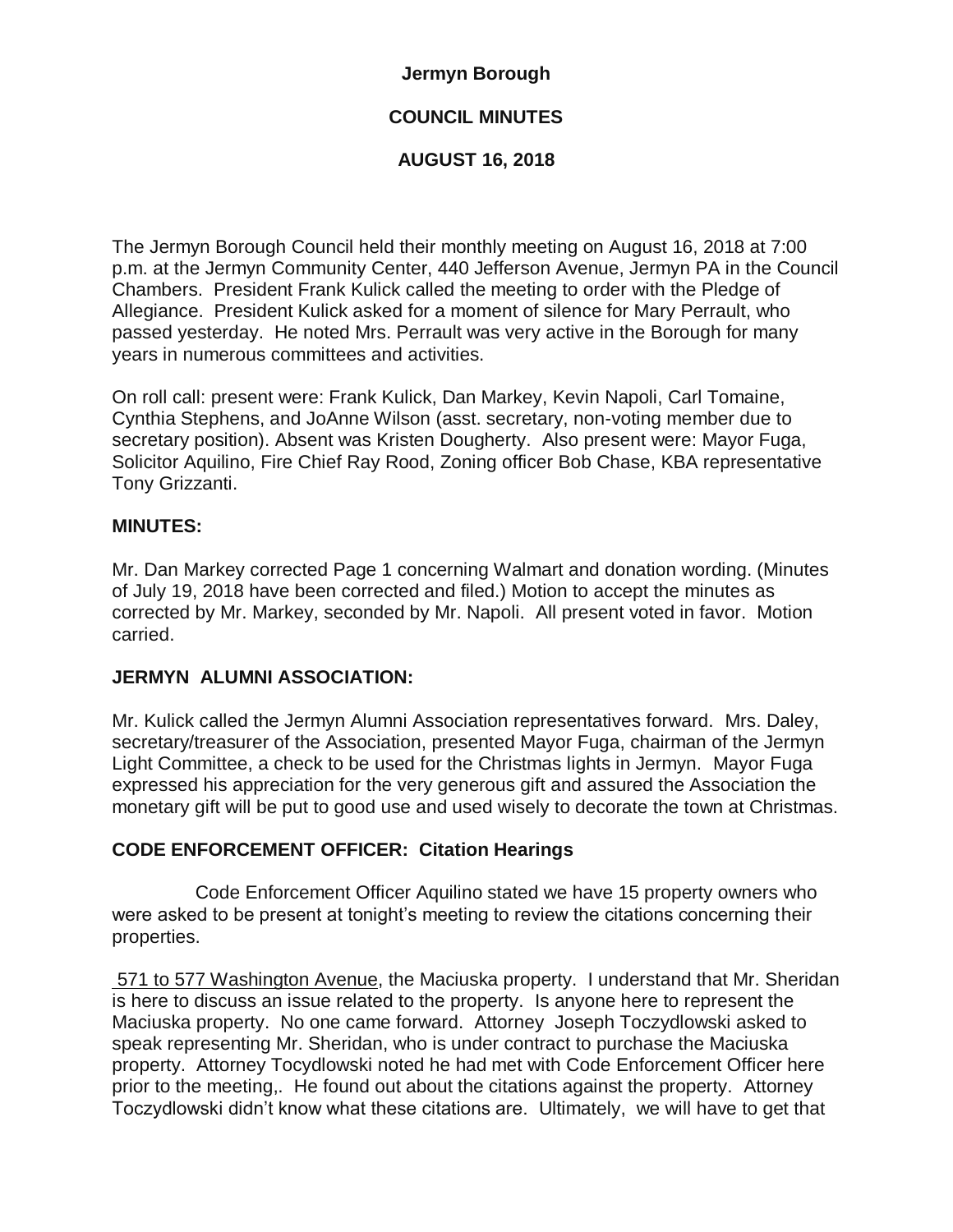# Jermyn Borough

## COUNCIL MINUTES

## AUGUST 16, 2018

The Jermyn Borough Council held their monthly meeting on August 16, 2018 at 7:00 p.m. at the Jermyn Community Center, 440 Jefferson Avenue, Jermyn PA in the Council Chambers. President Frank Kulick called the meeting to order with the Pledge of Allegiance. President Kulick asked for a moment of silence for Mary Perrault, who passed yesterday. He noted Mrs. Perrault was very active in the Borough for many years in numerous committees and activities.

On roll call: present were: Frank Kulick, Dan Markey, Kevin Napoli, Carl Tomaine, Cynthia Stephens, and JoAnne Wilson (asst. secretary, non-voting member due to secretary position). Absent was Kristen Dougherty. Also present were: Mayor Fuga, Solicitor Aquilino, Fire Chief Ray Rood, Zoning officer Bob Chase, KBA representative Tony Grizzanti.

### MINUTES:

Mr. Dan Markey corrected Page 1 concerning Walmart and donation wording. (Minutes of July 19, 2018 have been corrected and filed.) Motion to accept the minutes as corrected by Mr. Markey, seconded by Mr. Napoli. All present voted in favor. Motion carried.

### JERMYN ALUMNI ASSOCIATION:

Mr. Kulick called the Jermyn Alumni Association representatives forward. Mrs. Daley, secretary/treasurer of the Association, presented Mayor Fuga, chairman of the Jermyn Light Committee, a check to be used for the Christmas lights in Jermyn. Mayor Fuga expressed his appreciation for the very generous gift and assured the Association the monetary gift will be put to good use and used wisely to decorate the town at Christmas.

### CODE ENFORCEMENT OFFICER: Citation Hearings

Code Enforcement Officer Aquilino stated we have 15 property owners who were asked to be present at tonight's meeting to review the citations concerning their properties.

571 to 577 Washington Avenue, the Maciuska property. I understand that Mr. Sheridan is here to discuss an issue related to the property. Is anyone here to represent the Maciuska property. No one came forward. Attorney Joseph Toczydlowski asked to speak representing Mr. Sheridan, who is under contract to purchase the Maciuska property. Attorney Tocydlowski noted he had met with Code Enforcement Officer here prior to the meeting,. He found out about the citations against the property. Attorney Toczydlowski didn't know what these citations are. Ultimately, we will have to get that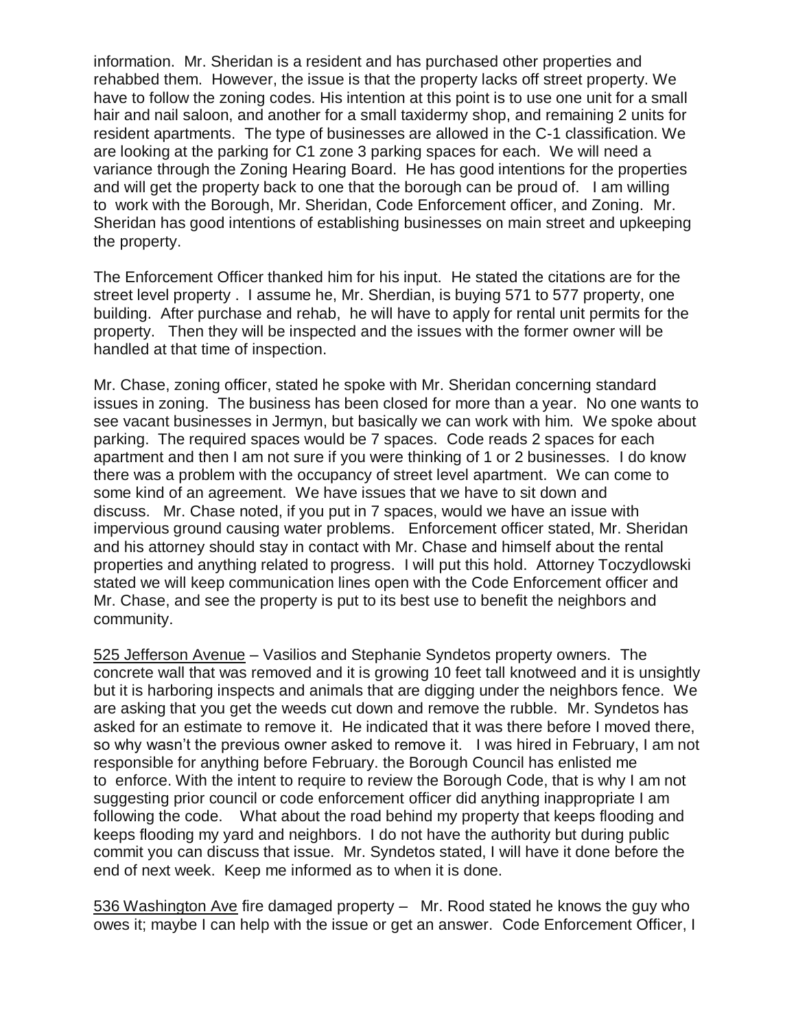information. Mr. Sheridan is a resident and has purchased other properties and rehabbed them. However, the issue is that the property lacks off street property. We have to follow the zoning codes. His intention at this point is to use one unit for a small hair and nail saloon, and another for a small taxidermy shop, and remaining 2 units for resident apartments. The type of businesses are allowed in the C-1 classification. We are looking at the parking for C1 zone 3 parking spaces for each. We will need a variance through the Zoning Hearing Board. He has good intentions for the properties and will get the property back to one that the borough can be proud of. I am willing to work with the Borough, Mr. Sheridan, Code Enforcement officer, and Zoning. Mr. Sheridan has good intentions of establishing businesses on main street and upkeeping the property.

The Enforcement Officer thanked him for his input. He stated the citations are for the street level property . I assume he, Mr. Sherdian, is buying 571 to 577 property, one building. After purchase and rehab, he will have to apply for rental unit permits for the property. Then they will be inspected and the issues with the former owner will be handled at that time of inspection.

Mr. Chase, zoning officer, stated he spoke with Mr. Sheridan concerning standard issues in zoning. The business has been closed for more than a year. No one wants to see vacant businesses in Jermyn, but basically we can work with him. We spoke about parking. The required spaces would be 7 spaces. Code reads 2 spaces for each apartment and then I am not sure if you were thinking of 1 or 2 businesses. I do know there was a problem with the occupancy of street level apartment. We can come to some kind of an agreement. We have issues that we have to sit down and discuss. Mr. Chase noted, if you put in 7 spaces, would we have an issue with impervious ground causing water problems. Enforcement officer stated, Mr. Sheridan and his attorney should stay in contact with Mr. Chase and himself about the rental properties and anything related to progress. I will put this hold. Attorney Toczydlowski stated we will keep communication lines open with the Code Enforcement officer and Mr. Chase, and see the property is put to its best use to benefit the neighbors and community.

525 Jefferson Avenue – Vasilios and Stephanie Syndetos property owners. The concrete wall that was removed and it is growing 10 feet tall knotweed and it is unsightly but it is harboring inspects and animals that are digging under the neighbors fence. We are asking that you get the weeds cut down and remove the rubble. Mr. Syndetos has asked for an estimate to remove it. He indicated that it was there before I moved there, so why wasn't the previous owner asked to remove it. I was hired in February, I am not responsible for anything before February. the Borough Council has enlisted me to enforce. With the intent to require to review the Borough Code, that is why I am not suggesting prior council or code enforcement officer did anything inappropriate I am following the code. What about the road behind my property that keeps flooding and keeps flooding my yard and neighbors. I do not have the authority but during public commit you can discuss that issue. Mr. Syndetos stated, I will have it done before the end of next week. Keep me informed as to when it is done.

536 Washington Ave fire damaged property – Mr. Rood stated he knows the guy who owes it; maybe I can help with the issue or get an answer. Code Enforcement Officer, I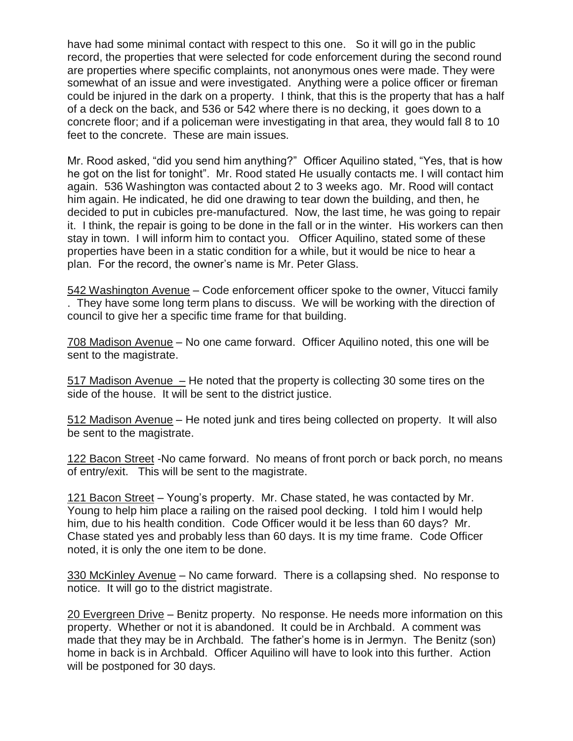have had some minimal contact with respect to this one. So it will go in the public record, the properties that were selected for code enforcement during the second round are properties where specific complaints, not anonymous ones were made. They were somewhat of an issue and were investigated. Anything were a police officer or fireman could be injured in the dark on a property. I think, that this is the property that has a half of a deck on the back, and 536 or 542 where there is no decking, it goes down to a concrete floor; and if a policeman were investigating in that area, they would fall 8 to 10 feet to the concrete. These are main issues.

Mr. Rood asked, "did you send him anything?" Officer Aquilino stated, "Yes, that is how he got on the list for tonight". Mr. Rood stated He usually contacts me. I will contact him again. 536 Washington was contacted about 2 to 3 weeks ago. Mr. Rood will contact him again. He indicated, he did one drawing to tear down the building, and then, he decided to put in cubicles pre-manufactured. Now, the last time, he was going to repair it. I think, the repair is going to be done in the fall or in the winter. His workers can then stay in town. I will inform him to contact you. Officer Aquilino, stated some of these properties have been in a static condition for a while, but it would be nice to hear a plan. For the record, the owner's name is Mr. Peter Glass.

<u>542 Washington Avenue</u> – Code enforcement officer spoke to the owner, Vitucci family . They have some long term plans to discuss. We will be working with the direction of council to give her a specific time frame for that building.

<u>708 Madison Avenue</u> – No one came forward. Officer Aquilino noted, this one will be sent to the magistrate.

<u>517 Madison Avenue</u> – He noted that the property is collecting 30 some tires on the side of the house. It will be sent to the district justice.

<u>512 Madison Avenue</u> – He noted junk and tires being collected on property. It will also be sent to the magistrate.

<u>122 Bacon Street</u> -No came forward. No means of front porch or back porch, no means of entry/exit. This will be sent to the magistrate.

<u>121 Bacon Street</u> – Young's property. Mr. Chase stated, he was contacted by Mr. Young to help him place a railing on the raised pool decking. I told him I would help him, due to his health condition. Code Officer would it be less than 60 days? Mr. Chase stated yes and probably less than 60 days. It is my time frame. Code Officer noted, it is only the one item to be done.

<u>330 McKinley Avenue</u> – No came forward. There is a collapsing shed. No response to notice. It will go to the district magistrate.

<u>20 Evergreen Drive</u> – Benitz property. No response. He needs more information on this property. Whether or not it is abandoned. It could be in Archbald. A comment was made that they may be in Archbald. The father's home is in Jermyn. The Benitz (son) home in back is in Archbald. Officer Aquilino will have to look into this further. Action will be postponed for 30 days.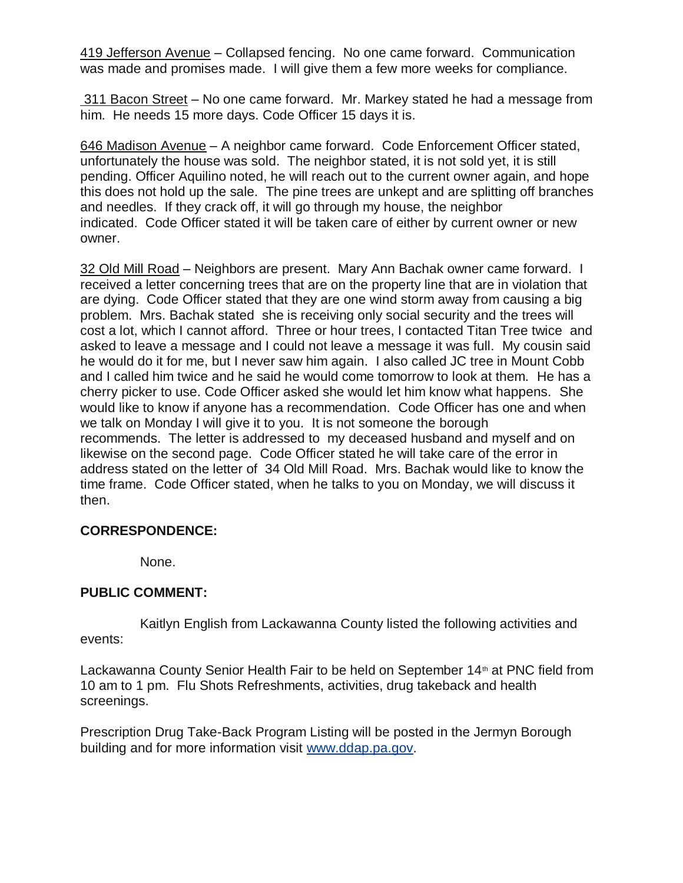419 Jefferson Avenue – Collapsed fencing. No one came forward. Communication was made and promises made. I will give them a few more weeks for compliance.

311 Bacon Street – No one came forward. Mr. Markey stated he had a message from him. He needs 15 more days. Code Officer 15 days it is.

646 Madison Avenue – A neighbor came forward. Code Enforcement Officer stated, unfortunately the house was sold. The neighbor stated, it is not sold yet, it is still pending. Officer Aquilino noted, he will reach out to the current owner again, and hope this does not hold up the sale. The pine trees are unkept and are splitting off branches and needles. If they crack off, it will go through my house, the neighbor indicated. Code Officer stated it will be taken care of either by current owner or new owner.

32 Old Mill Road – Neighbors are present. Mary Ann Bachak owner came forward. I received a letter concerning trees that are on the property line that are in violation that are dying. Code Officer stated that they are one wind storm away from causing a big problem. Mrs. Bachak stated she is receiving only social security and the trees will cost a lot, which I cannot afford. Three or hour trees, I contacted Titan Tree twice and asked to leave a message and I could not leave a message it was full. My cousin said he would do it for me, but I never saw him again. I also called JC tree in Mount Cobb and I called him twice and he said he would come tomorrow to look at them. He has a cherry picker to use. Code Officer asked she would let him know what happens. She would like to know if anyone has a recommendation. Code Officer has one and when we talk on Monday I will give it to you. It is not someone the borough recommends. The letter is addressed to my deceased husband and myself and on likewise on the second page. Code Officer stated he will take care of the error in address stated on the letter of 34 Old Mill Road. Mrs. Bachak would like to know the time frame. Code Officer stated, when he talks to you on Monday, we will discuss it then.

**CORRESPONDENCE:**

None.

**PUBLIC COMMENT:**

Kaitlyn English from Lackawanna County listed the following activities and events:

Lackawanna County Senior Health Fair to be held on September 14th at PNC field from 10 am to 1 pm. Flu Shots Refreshments, activities, drug takeback and health screenings.

Prescription Drug Take-Back Program Listing will be posted in the Jermyn Borough building and for more information visit www.ddap.pa.gov.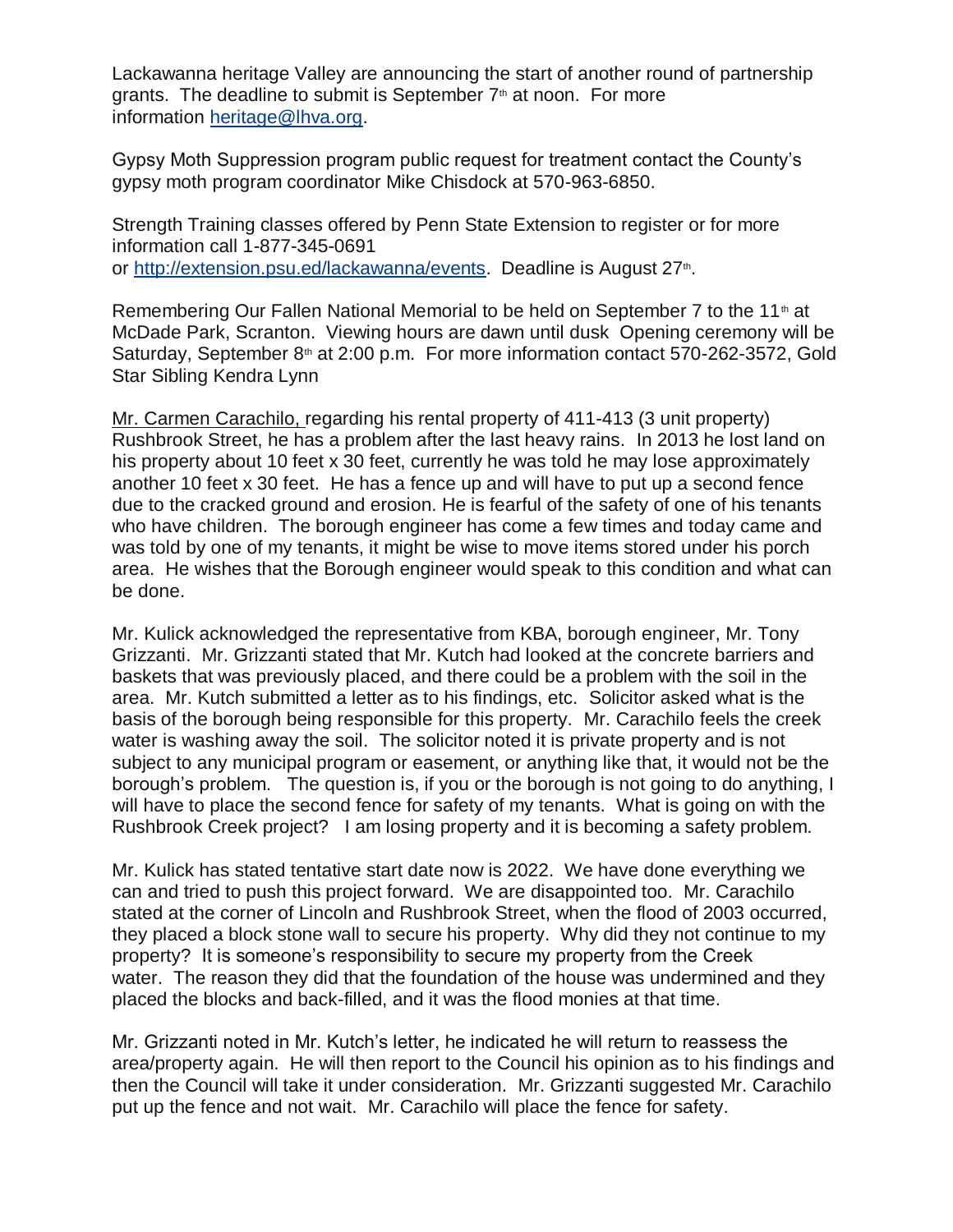Lackawanna heritage Valley are announcing the start of another round of partnership grants. The deadline to submit is September 7th at noon. For more information heritage@lhva.org.

Gypsy Moth Suppression program public request for treatment contact the County's gypsy moth program coordinator Mike Chisdock at 570-963-6850.

Strength Training classes offered by Penn State Extension to register or for more information call 1-877-345-0691 or http://extension.psu.ed/lackawanna/events. Deadline is August 27th.

Remembering Our Fallen National Memorial to be held on September 7 to the 11th at McDade Park, Scranton. Viewing hours are dawn until dusk Opening ceremony will be Saturday, September 8th at 2:00 p.m. For more information contact 570-262-3572, Gold Star Sibling Kendra Lynn

Mr. Carmen Carachilo, regarding his rental property of 411-413 (3 unit property) Rushbrook Street, he has a problem after the last heavy rains. In 2013 he lost land on his property about 10 feet x 30 feet, currently he was told he may lose approximately another 10 feet x 30 feet. He has a fence up and will have to put up a second fence due to the cracked ground and erosion. He is fearful of the safety of one of his tenants who have children. The borough engineer has come a few times and today came and was told by one of my tenants, it might be wise to move items stored under his porch area. He wishes that the Borough engineer would speak to this condition and what can be done.

Mr. Kulick acknowledged the representative from KBA, borough engineer, Mr. Tony Grizzanti. Mr. Grizzanti stated that Mr. Kutch had looked at the concrete barriers and baskets that was previously placed, and there could be a problem with the soil in the area. Mr. Kutch submitted a letter as to his findings, etc. Solicitor asked what is the basis of the borough being responsible for this property. Mr. Carachilo feels the creek water is washing away the soil. The solicitor noted it is private property and is not subject to any municipal program or easement, or anything like that, it would not be the borough's problem. The question is, if you or the borough is not going to do anything, I will have to place the second fence for safety of my tenants. What is going on with the Rushbrook Creek project? I am losing property and it is becoming a safety problem.

Mr. Kulick has stated tentative start date now is 2022. We have done everything we can and tried to push this project forward. We are disappointed too. Mr. Carachilo stated at the corner of Lincoln and Rushbrook Street, when the flood of 2003 occurred, they placed a block stone wall to secure his property. Why did they not continue to my property? It is someone's responsibility to secure my property from the Creek water. The reason they did that the foundation of the house was undermined and they placed the blocks and back-filled, and it was the flood monies at that time.

Mr. Grizzanti noted in Mr. Kutch's letter, he indicated he will return to reassess the area/property again. He will then report to the Council his opinion as to his findings and then the Council will take it under consideration. Mr. Grizzanti suggested Mr. Carachilo put up the fence and not wait. Mr. Carachilo will place the fence for safety.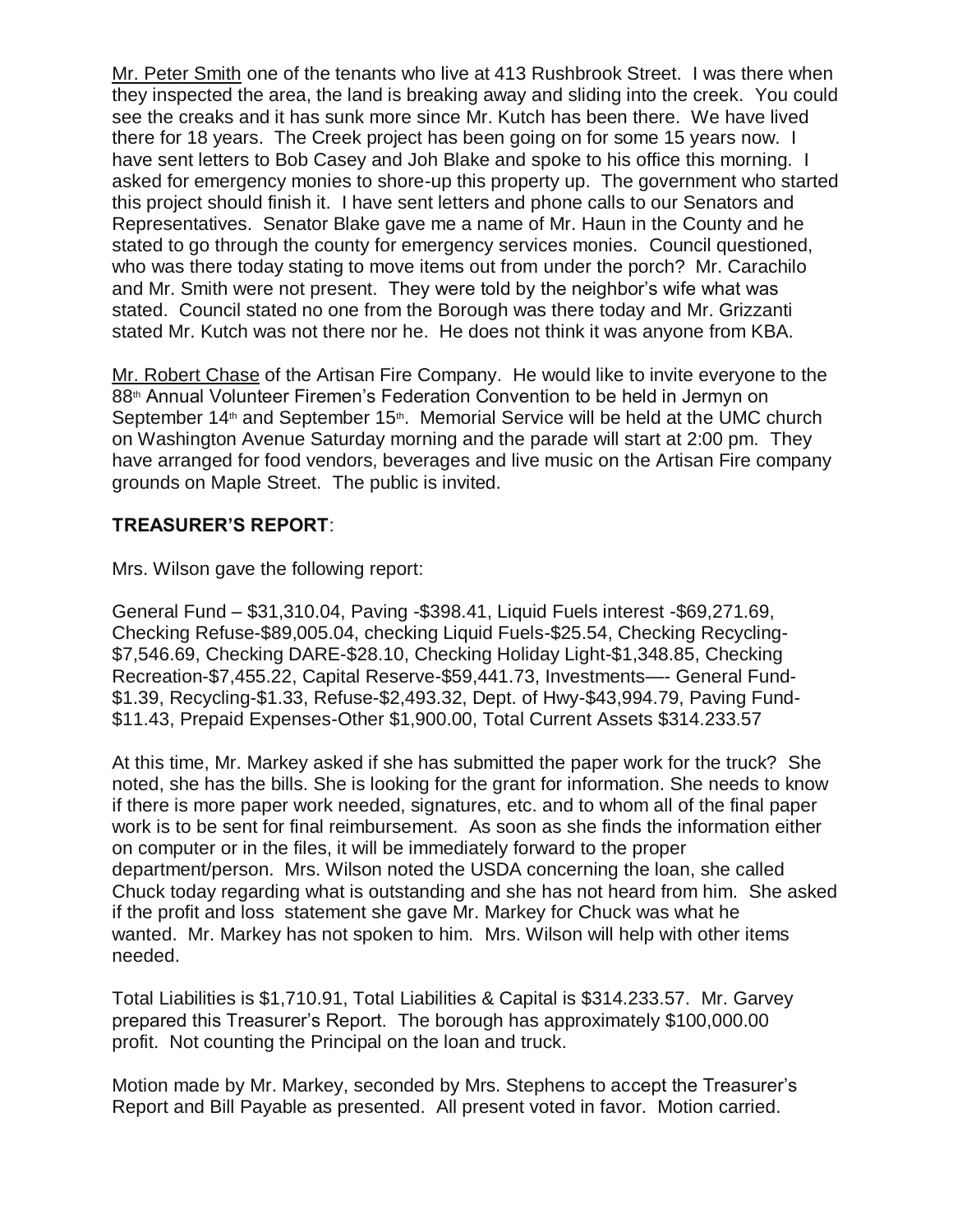Mr. Peter Smith one of the tenants who live at 413 Rushbrook Street. I was there when they inspected the area, the land is breaking away and sliding into the creek. You could see the creaks and it has sunk more since Mr. Kutch has been there. We have lived there for 18 years. The Creek project has been going on for some 15 years now. I have sent letters to Bob Casey and Joh Blake and spoke to his office this morning. I asked for emergency monies to shore-up this property up. The government who started this project should finish it. I have sent letters and phone calls to our Senators and Representatives. Senator Blake gave me a name of Mr. Haun in the County and he stated to go through the county for emergency services monies. Council questioned, who was there today stating to move items out from under the porch? Mr. Carachilo and Mr. Smith were not present. They were told by the neighbor's wife what was stated. Council stated no one from the Borough was there today and Mr. Grizzanti stated Mr. Kutch was not there nor he. He does not think it was anyone from KBA.

Mr. Robert Chase of the Artisan Fire Company. He would like to invite everyone to the 88th Annual Volunteer Firemen's Federation Convention to be held in Jermyn on September 14th and September 15th. Memorial Service will be held at the UMC church on Washington Avenue Saturday morning and the parade will start at 2:00 pm. They have arranged for food vendors, beverages and live music on the Artisan Fire company grounds on Maple Street. The public is invited.

**TREASURER'S REPORT**:

Mrs. Wilson gave the following report:

General Fund – $31,310.04, Paving -$398.41, Liquid Fuels interest -$69,271.69, Checking Refuse-$89,005.04, checking Liquid Fuels-$25.54, Checking Recycling-$7,546.69, Checking DARE-$28.10, Checking Holiday Light-$1,348.85, Checking Recreation-$7,455.22, Capital Reserve-$59,441.73, Investments—- General Fund-$1.39, Recycling-$1.33, Refuse-$2,493.32, Dept. of Hwy-$43,994.79, Paving Fund-$11.43, Prepaid Expenses-Other $1,900.00, Total Current Assets $314.233.57

At this time, Mr. Markey asked if she has submitted the paper work for the truck? She noted, she has the bills. She is looking for the grant for information. She needs to know if there is more paper work needed, signatures, etc. and to whom all of the final paper work is to be sent for final reimbursement. As soon as she finds the information either on computer or in the files, it will be immediately forward to the proper department/person. Mrs. Wilson noted the USDA concerning the loan, she called Chuck today regarding what is outstanding and she has not heard from him. She asked if the profit and loss statement she gave Mr. Markey for Chuck was what he wanted. Mr. Markey has not spoken to him. Mrs. Wilson will help with other items needed.

Total Liabilities is $1,710.91, Total Liabilities & Capital is $314.233.57. Mr. Garvey prepared this Treasurer's Report. The borough has approximately $100,000.00 profit. Not counting the Principal on the loan and truck.

Motion made by Mr. Markey, seconded by Mrs. Stephens to accept the Treasurer's Report and Bill Payable as presented. All present voted in favor. Motion carried.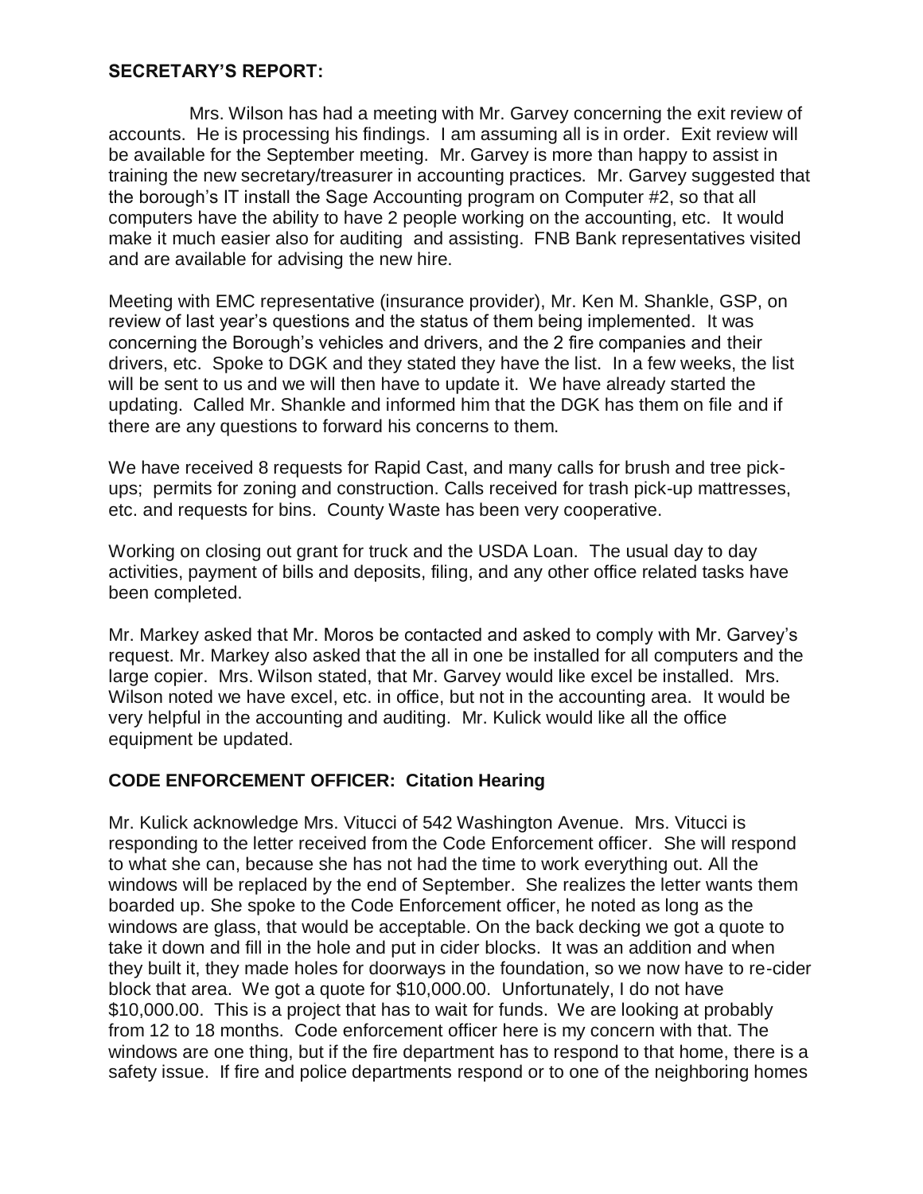**SECRETARY'S REPORT:**

Mrs. Wilson has had a meeting with Mr. Garvey concerning the exit review of accounts. He is processing his findings. I am assuming all is in order. Exit review will be available for the September meeting. Mr. Garvey is more than happy to assist in training the new secretary/treasurer in accounting practices. Mr. Garvey suggested that the borough's IT install the Sage Accounting program on Computer #2, so that all computers have the ability to have 2 people working on the accounting, etc. It would make it much easier also for auditing and assisting. FNB Bank representatives visited and are available for advising the new hire.

Meeting with EMC representative (insurance provider), Mr. Ken M. Shankle, GSP, on review of last year's questions and the status of them being implemented. It was concerning the Borough's vehicles and drivers, and the 2 fire companies and their drivers, etc. Spoke to DGK and they stated they have the list. In a few weeks, the list will be sent to us and we will then have to update it. We have already started the updating. Called Mr. Shankle and informed him that the DGK has them on file and if there are any questions to forward his concerns to them.

We have received 8 requests for Rapid Cast, and many calls for brush and tree pick-ups; permits for zoning and construction. Calls received for trash pick-up mattresses, etc. and requests for bins. County Waste has been very cooperative.

Working on closing out grant for truck and the USDA Loan. The usual day to day activities, payment of bills and deposits, filing, and any other office related tasks have been completed.

Mr. Markey asked that Mr. Moros be contacted and asked to comply with Mr. Garvey's request. Mr. Markey also asked that the all in one be installed for all computers and the large copier. Mrs. Wilson stated, that Mr. Garvey would like excel be installed. Mrs. Wilson noted we have excel, etc. in office, but not in the accounting area. It would be very helpful in the accounting and auditing. Mr. Kulick would like all the office equipment be updated.

**CODE ENFORCEMENT OFFICER: Citation Hearing**

Mr. Kulick acknowledge Mrs. Vitucci of 542 Washington Avenue. Mrs. Vitucci is responding to the letter received from the Code Enforcement officer. She will respond to what she can, because she has not had the time to work everything out. All the windows will be replaced by the end of September. She realizes the letter wants them boarded up. She spoke to the Code Enforcement officer, he noted as long as the windows are glass, that would be acceptable. On the back decking we got a quote to take it down and fill in the hole and put in cider blocks. It was an addition and when they built it, they made holes for doorways in the foundation, so we now have to re-cider block that area. We got a quote for $10,000.00. Unfortunately, I do not have $10,000.00. This is a project that has to wait for funds. We are looking at probably from 12 to 18 months. Code enforcement officer here is my concern with that. The windows are one thing, but if the fire department has to respond to that home, there is a safety issue. If fire and police departments respond or to one of the neighboring homes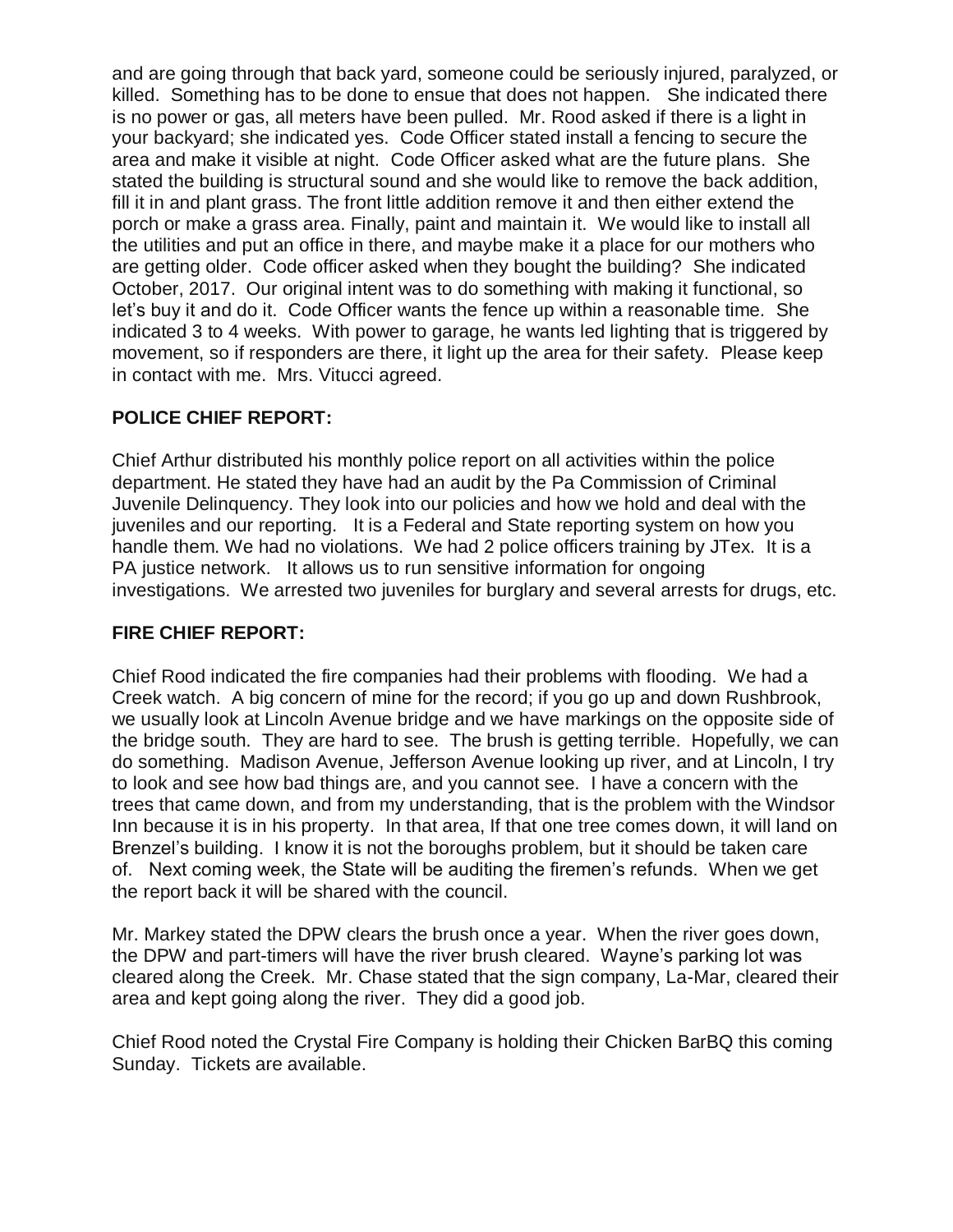and are going through that back yard, someone could be seriously injured, paralyzed, or killed. Something has to be done to ensue that does not happen. She indicated there is no power or gas, all meters have been pulled. Mr. Rood asked if there is a light in your backyard; she indicated yes. Code Officer stated install a fencing to secure the area and make it visible at night. Code Officer asked what are the future plans. She stated the building is structural sound and she would like to remove the back addition, fill it in and plant grass. The front little addition remove it and then either extend the porch or make a grass area. Finally, paint and maintain it. We would like to install all the utilities and put an office in there, and maybe make it a place for our mothers who are getting older. Code officer asked when they bought the building? She indicated October, 2017. Our original intent was to do something with making it functional, so let's buy it and do it. Code Officer wants the fence up within a reasonable time. She indicated 3 to 4 weeks. With power to garage, he wants led lighting that is triggered by movement, so if responders are there, it light up the area for their safety. Please keep in contact with me. Mrs. Vitucci agreed.

**POLICE CHIEF REPORT:**

Chief Arthur distributed his monthly police report on all activities within the police department. He stated they have had an audit by the Pa Commission of Criminal Juvenile Delinquency. They look into our policies and how we hold and deal with the juveniles and our reporting. It is a Federal and State reporting system on how you handle them. We had no violations. We had 2 police officers training by JTex. It is a PA justice network. It allows us to run sensitive information for ongoing investigations. We arrested two juveniles for burglary and several arrests for drugs, etc.

**FIRE CHIEF REPORT:**

Chief Rood indicated the fire companies had their problems with flooding. We had a Creek watch. A big concern of mine for the record; if you go up and down Rushbrook, we usually look at Lincoln Avenue bridge and we have markings on the opposite side of the bridge south. They are hard to see. The brush is getting terrible. Hopefully, we can do something. Madison Avenue, Jefferson Avenue looking up river, and at Lincoln, I try to look and see how bad things are, and you cannot see. I have a concern with the trees that came down, and from my understanding, that is the problem with the Windsor Inn because it is in his property. In that area, If that one tree comes down, it will land on Brenzel's building. I know it is not the boroughs problem, but it should be taken care of. Next coming week, the State will be auditing the firemen's refunds. When we get the report back it will be shared with the council.

Mr. Markey stated the DPW clears the brush once a year. When the river goes down, the DPW and part-timers will have the river brush cleared. Wayne's parking lot was cleared along the Creek. Mr. Chase stated that the sign company, La-Mar, cleared their area and kept going along the river. They did a good job.

Chief Rood noted the Crystal Fire Company is holding their Chicken BarBQ this coming Sunday. Tickets are available.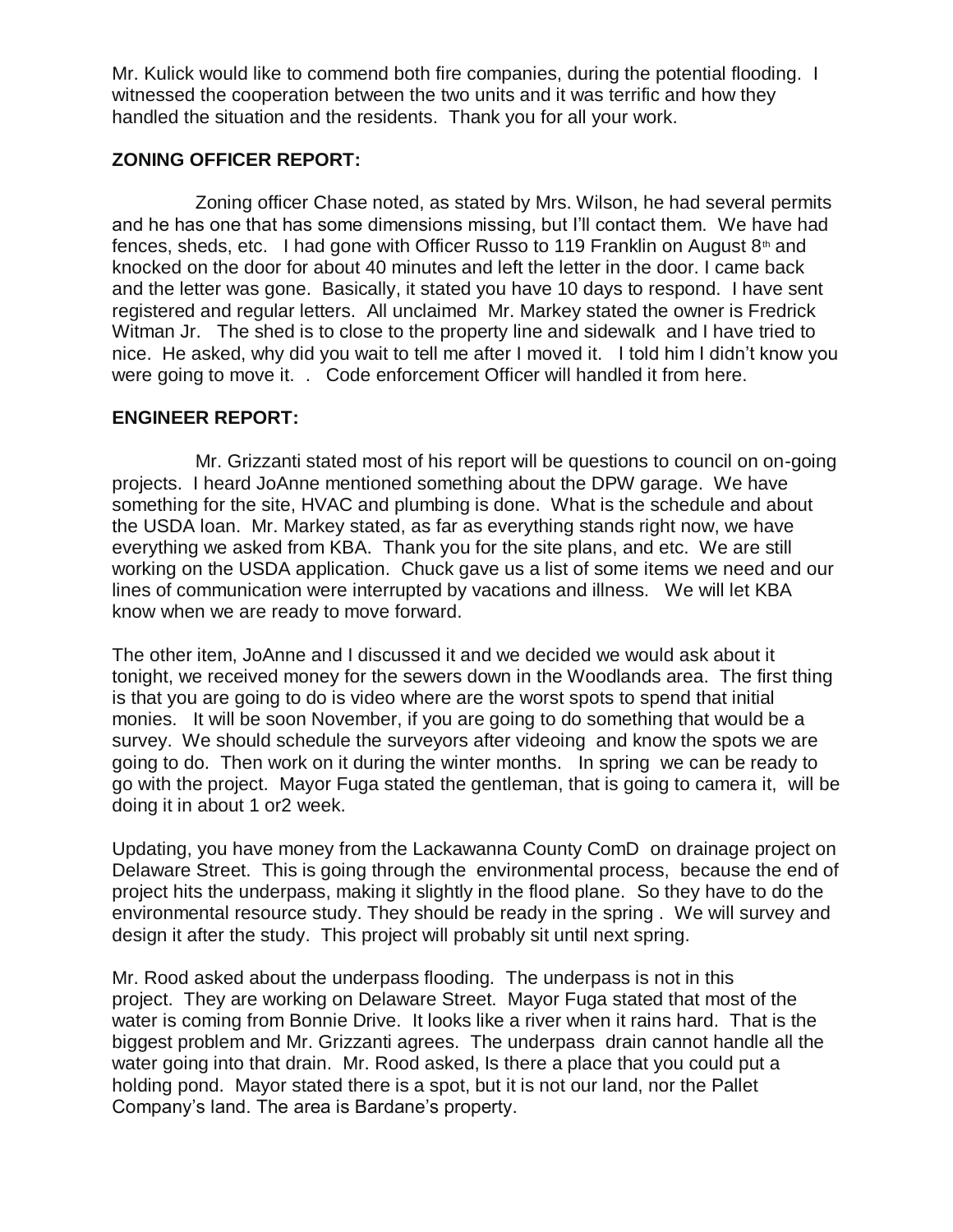Mr. Kulick would like to commend both fire companies, during the potential flooding. I witnessed the cooperation between the two units and it was terrific and how they handled the situation and the residents. Thank you for all your work.

**ZONING OFFICER REPORT:**

Zoning officer Chase noted, as stated by Mrs. Wilson, he had several permits and he has one that has some dimensions missing, but I'll contact them. We have had fences, sheds, etc. I had gone with Officer Russo to 119 Franklin on August 8th and knocked on the door for about 40 minutes and left the letter in the door. I came back and the letter was gone. Basically, it stated you have 10 days to respond. I have sent registered and regular letters. All unclaimed Mr. Markey stated the owner is Fredrick Witman Jr. The shed is to close to the property line and sidewalk and I have tried to nice. He asked, why did you wait to tell me after I moved it. I told him I didn't know you were going to move it. . Code enforcement Officer will handled it from here.

**ENGINEER REPORT:**

Mr. Grizzanti stated most of his report will be questions to council on on-going projects. I heard JoAnne mentioned something about the DPW garage. We have something for the site, HVAC and plumbing is done. What is the schedule and about the USDA loan. Mr. Markey stated, as far as everything stands right now, we have everything we asked from KBA. Thank you for the site plans, and etc. We are still working on the USDA application. Chuck gave us a list of some items we need and our lines of communication were interrupted by vacations and illness. We will let KBA know when we are ready to move forward.

The other item, JoAnne and I discussed it and we decided we would ask about it tonight, we received money for the sewers down in the Woodlands area. The first thing is that you are going to do is video where are the worst spots to spend that initial monies. It will be soon November, if you are going to do something that would be a survey. We should schedule the surveyors after videoing and know the spots we are going to do. Then work on it during the winter months. In spring we can be ready to go with the project. Mayor Fuga stated the gentleman, that is going to camera it, will be doing it in about 1 or2 week.

Updating, you have money from the Lackawanna County ComD on drainage project on Delaware Street. This is going through the environmental process, because the end of project hits the underpass, making it slightly in the flood plane. So they have to do the environmental resource study. They should be ready in the spring . We will survey and design it after the study. This project will probably sit until next spring.

Mr. Rood asked about the underpass flooding. The underpass is not in this project. They are working on Delaware Street. Mayor Fuga stated that most of the water is coming from Bonnie Drive. It looks like a river when it rains hard. That is the biggest problem and Mr. Grizzanti agrees. The underpass drain cannot handle all the water going into that drain. Mr. Rood asked, Is there a place that you could put a holding pond. Mayor stated there is a spot, but it is not our land, nor the Pallet Company's land. The area is Bardane's property.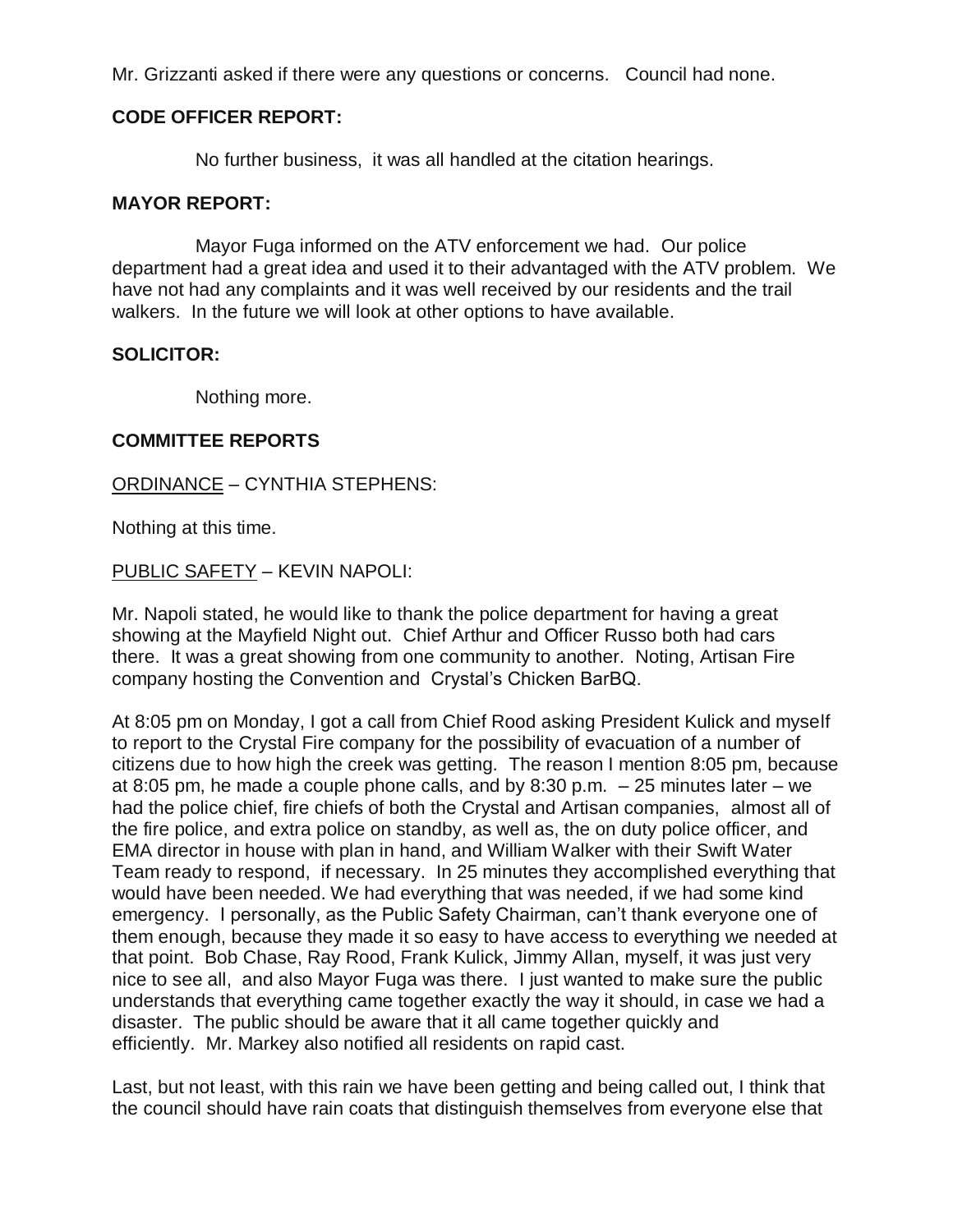Mr. Grizzanti asked if there were any questions or concerns. Council had none.

**CODE OFFICER REPORT:**

No further business, it was all handled at the citation hearings.

**MAYOR REPORT:**

Mayor Fuga informed on the ATV enforcement we had. Our police department had a great idea and used it to their advantaged with the ATV problem. We have not had any complaints and it was well received by our residents and the trail walkers. In the future we will look at other options to have available.

**SOLICITOR:**

Nothing more.

**COMMITTEE REPORTS**

<u>ORDINANCE</u> – CYNTHIA STEPHENS:

Nothing at this time.

<u>PUBLIC SAFETY</u> – KEVIN NAPOLI:

Mr. Napoli stated, he would like to thank the police department for having a great showing at the Mayfield Night out. Chief Arthur and Officer Russo both had cars there. It was a great showing from one community to another. Noting, Artisan Fire company hosting the Convention and Crystal's Chicken BarBQ.

At 8:05 pm on Monday, I got a call from Chief Rood asking President Kulick and myself to report to the Crystal Fire company for the possibility of evacuation of a number of citizens due to how high the creek was getting. The reason I mention 8:05 pm, because at 8:05 pm, he made a couple phone calls, and by 8:30 p.m. – 25 minutes later – we had the police chief, fire chiefs of both the Crystal and Artisan companies, almost all of the fire police, and extra police on standby, as well as, the on duty police officer, and EMA director in house with plan in hand, and William Walker with their Swift Water Team ready to respond, if necessary. In 25 minutes they accomplished everything that would have been needed. We had everything that was needed, if we had some kind emergency. I personally, as the Public Safety Chairman, can't thank everyone one of them enough, because they made it so easy to have access to everything we needed at that point. Bob Chase, Ray Rood, Frank Kulick, Jimmy Allan, myself, it was just very nice to see all, and also Mayor Fuga was there. I just wanted to make sure the public understands that everything came together exactly the way it should, in case we had a disaster. The public should be aware that it all came together quickly and efficiently. Mr. Markey also notified all residents on rapid cast.

Last, but not least, with this rain we have been getting and being called out, I think that the council should have rain coats that distinguish themselves from everyone else that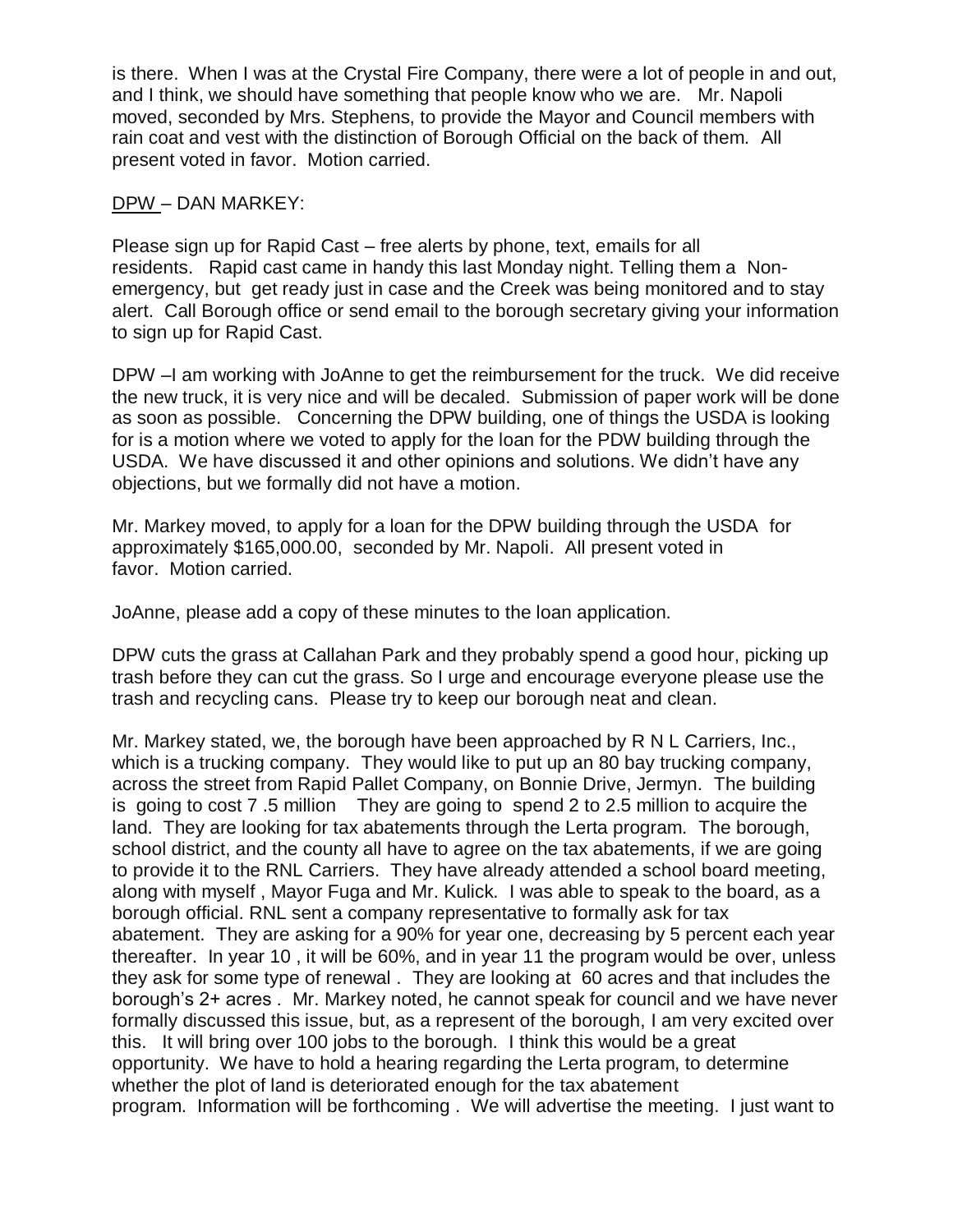is there. When I was at the Crystal Fire Company, there were a lot of people in and out, and I think, we should have something that people know who we are. Mr. Napoli moved, seconded by Mrs. Stephens, to provide the Mayor and Council members with rain coat and vest with the distinction of Borough Official on the back of them. All present voted in favor. Motion carried.

DPW – DAN MARKEY:

Please sign up for Rapid Cast – free alerts by phone, text, emails for all residents. Rapid cast came in handy this last Monday night. Telling them a Non-emergency, but get ready just in case and the Creek was being monitored and to stay alert. Call Borough office or send email to the borough secretary giving your information to sign up for Rapid Cast.

DPW –I am working with JoAnne to get the reimbursement for the truck. We did receive the new truck, it is very nice and will be decaled. Submission of paper work will be done as soon as possible. Concerning the DPW building, one of things the USDA is looking for is a motion where we voted to apply for the loan for the PDW building through the USDA. We have discussed it and other opinions and solutions. We didn't have any objections, but we formally did not have a motion.

Mr. Markey moved, to apply for a loan for the DPW building through the USDA for approximately $165,000.00, seconded by Mr. Napoli. All present voted in favor. Motion carried.

JoAnne, please add a copy of these minutes to the loan application.

DPW cuts the grass at Callahan Park and they probably spend a good hour, picking up trash before they can cut the grass. So I urge and encourage everyone please use the trash and recycling cans. Please try to keep our borough neat and clean.

Mr. Markey stated, we, the borough have been approached by R N L Carriers, Inc., which is a trucking company. They would like to put up an 80 bay trucking company, across the street from Rapid Pallet Company, on Bonnie Drive, Jermyn. The building is going to cost 7 .5 million They are going to spend 2 to 2.5 million to acquire the land. They are looking for tax abatements through the Lerta program. The borough, school district, and the county all have to agree on the tax abatements, if we are going to provide it to the RNL Carriers. They have already attended a school board meeting, along with myself , Mayor Fuga and Mr. Kulick. I was able to speak to the board, as a borough official. RNL sent a company representative to formally ask for tax abatement. They are asking for a 90% for year one, decreasing by 5 percent each year thereafter. In year 10 , it will be 60%, and in year 11 the program would be over, unless they ask for some type of renewal . They are looking at 60 acres and that includes the borough's 2+ acres . Mr. Markey noted, he cannot speak for council and we have never formally discussed this issue, but, as a represent of the borough, I am very excited over this. It will bring over 100 jobs to the borough. I think this would be a great opportunity. We have to hold a hearing regarding the Lerta program, to determine whether the plot of land is deteriorated enough for the tax abatement program. Information will be forthcoming . We will advertise the meeting. I just want to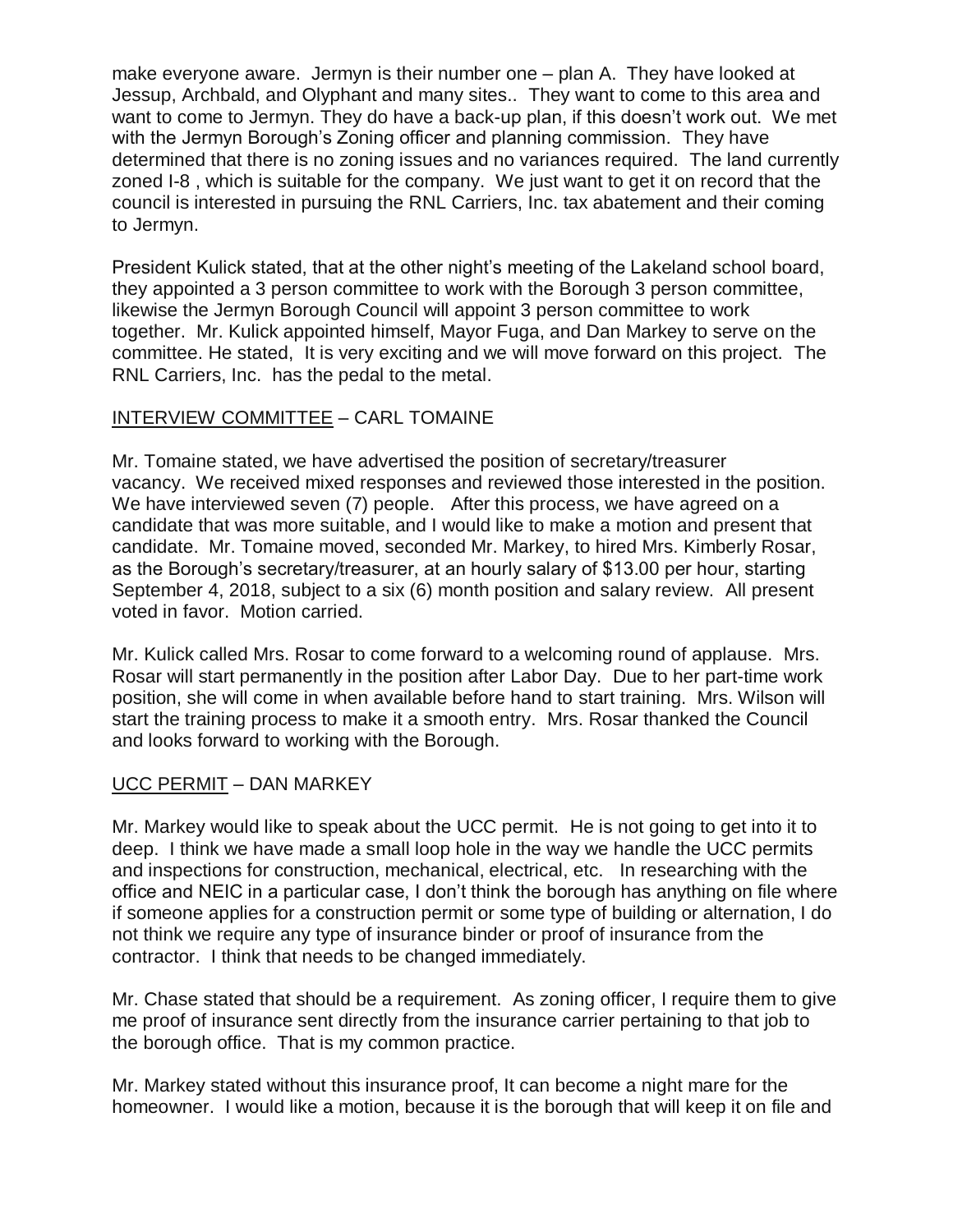make everyone aware. Jermyn is their number one – plan A. They have looked at Jessup, Archbald, and Olyphant and many sites.. They want to come to this area and want to come to Jermyn. They do have a back-up plan, if this doesn't work out. We met with the Jermyn Borough's Zoning officer and planning commission. They have determined that there is no zoning issues and no variances required. The land currently zoned I-8 , which is suitable for the company. We just want to get it on record that the council is interested in pursuing the RNL Carriers, Inc. tax abatement and their coming to Jermyn.

President Kulick stated, that at the other night's meeting of the Lakeland school board, they appointed a 3 person committee to work with the Borough 3 person committee, likewise the Jermyn Borough Council will appoint 3 person committee to work together. Mr. Kulick appointed himself, Mayor Fuga, and Dan Markey to serve on the committee. He stated, It is very exciting and we will move forward on this project. The RNL Carriers, Inc. has the pedal to the metal.

INTERVIEW COMMITTEE – CARL TOMAINE

Mr. Tomaine stated, we have advertised the position of secretary/treasurer vacancy. We received mixed responses and reviewed those interested in the position. We have interviewed seven (7) people. After this process, we have agreed on a candidate that was more suitable, and I would like to make a motion and present that candidate. Mr. Tomaine moved, seconded Mr. Markey, to hired Mrs. Kimberly Rosar, as the Borough's secretary/treasurer, at an hourly salary of $13.00 per hour, starting September 4, 2018, subject to a six (6) month position and salary review. All present voted in favor. Motion carried.

Mr. Kulick called Mrs. Rosar to come forward to a welcoming round of applause. Mrs. Rosar will start permanently in the position after Labor Day. Due to her part-time work position, she will come in when available before hand to start training. Mrs. Wilson will start the training process to make it a smooth entry. Mrs. Rosar thanked the Council and looks forward to working with the Borough.

UCC PERMIT – DAN MARKEY

Mr. Markey would like to speak about the UCC permit. He is not going to get into it to deep. I think we have made a small loop hole in the way we handle the UCC permits and inspections for construction, mechanical, electrical, etc. In researching with the office and NEIC in a particular case, I don't think the borough has anything on file where if someone applies for a construction permit or some type of building or alternation, I do not think we require any type of insurance binder or proof of insurance from the contractor. I think that needs to be changed immediately.

Mr. Chase stated that should be a requirement. As zoning officer, I require them to give me proof of insurance sent directly from the insurance carrier pertaining to that job to the borough office. That is my common practice.

Mr. Markey stated without this insurance proof, It can become a night mare for the homeowner. I would like a motion, because it is the borough that will keep it on file and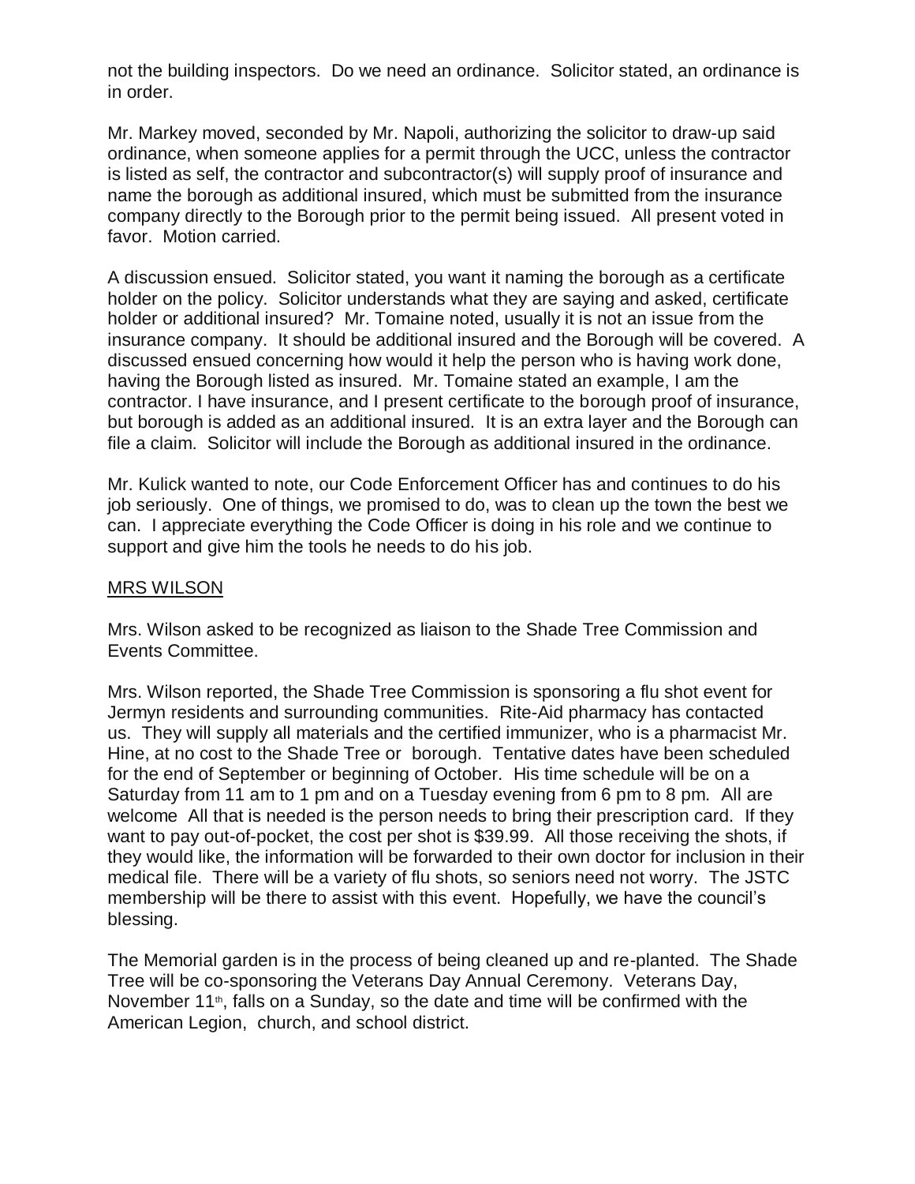not the building inspectors. Do we need an ordinance. Solicitor stated, an ordinance is in order.

Mr. Markey moved, seconded by Mr. Napoli, authorizing the solicitor to draw-up said ordinance, when someone applies for a permit through the UCC, unless the contractor is listed as self, the contractor and subcontractor(s) will supply proof of insurance and name the borough as additional insured, which must be submitted from the insurance company directly to the Borough prior to the permit being issued. All present voted in favor. Motion carried.

A discussion ensued. Solicitor stated, you want it naming the borough as a certificate holder on the policy. Solicitor understands what they are saying and asked, certificate holder or additional insured? Mr. Tomaine noted, usually it is not an issue from the insurance company. It should be additional insured and the Borough will be covered. A discussed ensued concerning how would it help the person who is having work done, having the Borough listed as insured. Mr. Tomaine stated an example, I am the contractor. I have insurance, and I present certificate to the borough proof of insurance, but borough is added as an additional insured. It is an extra layer and the Borough can file a claim. Solicitor will include the Borough as additional insured in the ordinance.

Mr. Kulick wanted to note, our Code Enforcement Officer has and continues to do his job seriously. One of things, we promised to do, was to clean up the town the best we can. I appreciate everything the Code Officer is doing in his role and we continue to support and give him the tools he needs to do his job.

MRS WILSON

Mrs. Wilson asked to be recognized as liaison to the Shade Tree Commission and Events Committee.

Mrs. Wilson reported, the Shade Tree Commission is sponsoring a flu shot event for Jermyn residents and surrounding communities. Rite-Aid pharmacy has contacted us. They will supply all materials and the certified immunizer, who is a pharmacist Mr. Hine, at no cost to the Shade Tree or borough. Tentative dates have been scheduled for the end of September or beginning of October. His time schedule will be on a Saturday from 11 am to 1 pm and on a Tuesday evening from 6 pm to 8 pm. All are welcome All that is needed is the person needs to bring their prescription card. If they want to pay out-of-pocket, the cost per shot is $39.99. All those receiving the shots, if they would like, the information will be forwarded to their own doctor for inclusion in their medical file. There will be a variety of flu shots, so seniors need not worry. The JSTC membership will be there to assist with this event. Hopefully, we have the council's blessing.

The Memorial garden is in the process of being cleaned up and re-planted. The Shade Tree will be co-sponsoring the Veterans Day Annual Ceremony. Veterans Day, November 11th, falls on a Sunday, so the date and time will be confirmed with the American Legion, church, and school district.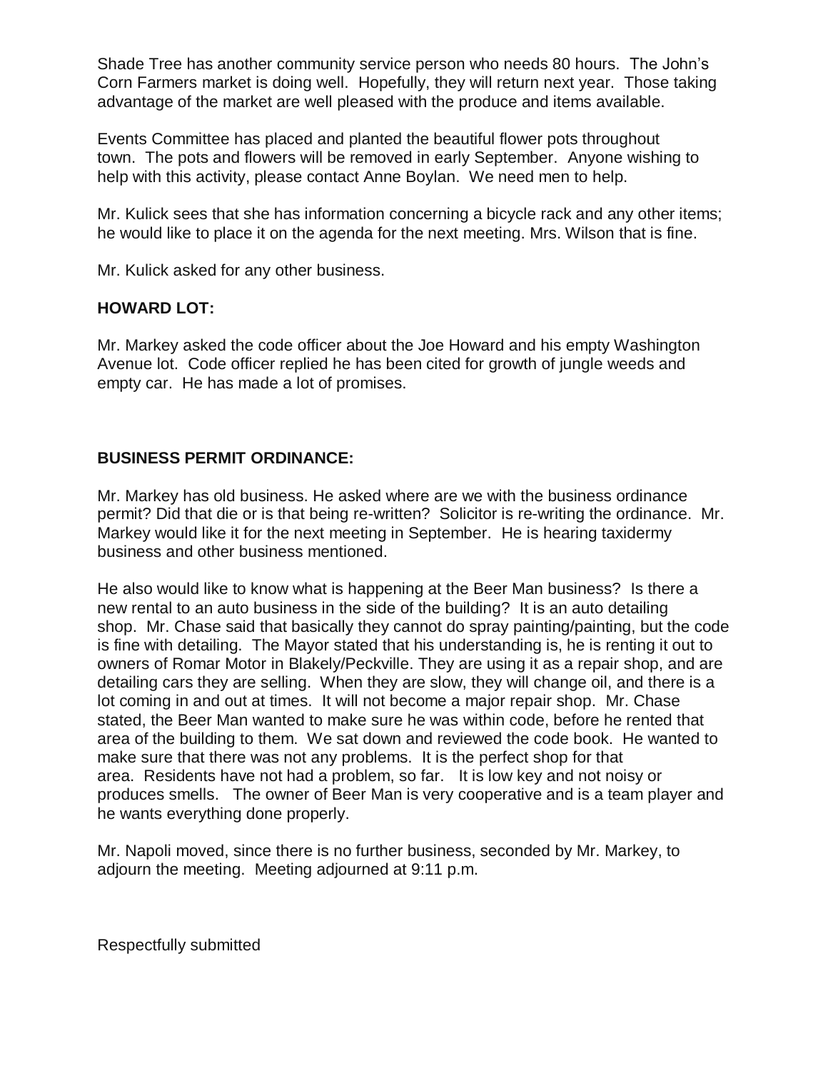Shade Tree has another community service person who needs 80 hours. The John's Corn Farmers market is doing well. Hopefully, they will return next year. Those taking advantage of the market are well pleased with the produce and items available.

Events Committee has placed and planted the beautiful flower pots throughout town. The pots and flowers will be removed in early September. Anyone wishing to help with this activity, please contact Anne Boylan. We need men to help.

Mr. Kulick sees that she has information concerning a bicycle rack and any other items; he would like to place it on the agenda for the next meeting. Mrs. Wilson that is fine.

Mr. Kulick asked for any other business.

**HOWARD LOT:**

Mr. Markey asked the code officer about the Joe Howard and his empty Washington Avenue lot. Code officer replied he has been cited for growth of jungle weeds and empty car. He has made a lot of promises.

**BUSINESS PERMIT ORDINANCE:**

Mr. Markey has old business. He asked where are we with the business ordinance permit? Did that die or is that being re-written? Solicitor is re-writing the ordinance. Mr. Markey would like it for the next meeting in September. He is hearing taxidermy business and other business mentioned.

He also would like to know what is happening at the Beer Man business? Is there a new rental to an auto business in the side of the building? It is an auto detailing shop. Mr. Chase said that basically they cannot do spray painting/painting, but the code is fine with detailing. The Mayor stated that his understanding is, he is renting it out to owners of Romar Motor in Blakely/Peckville. They are using it as a repair shop, and are detailing cars they are selling. When they are slow, they will change oil, and there is a lot coming in and out at times. It will not become a major repair shop. Mr. Chase stated, the Beer Man wanted to make sure he was within code, before he rented that area of the building to them. We sat down and reviewed the code book. He wanted to make sure that there was not any problems. It is the perfect shop for that area. Residents have not had a problem, so far. It is low key and not noisy or produces smells. The owner of Beer Man is very cooperative and is a team player and he wants everything done properly.

Mr. Napoli moved, since there is no further business, seconded by Mr. Markey, to adjourn the meeting. Meeting adjourned at 9:11 p.m.

Respectfully submitted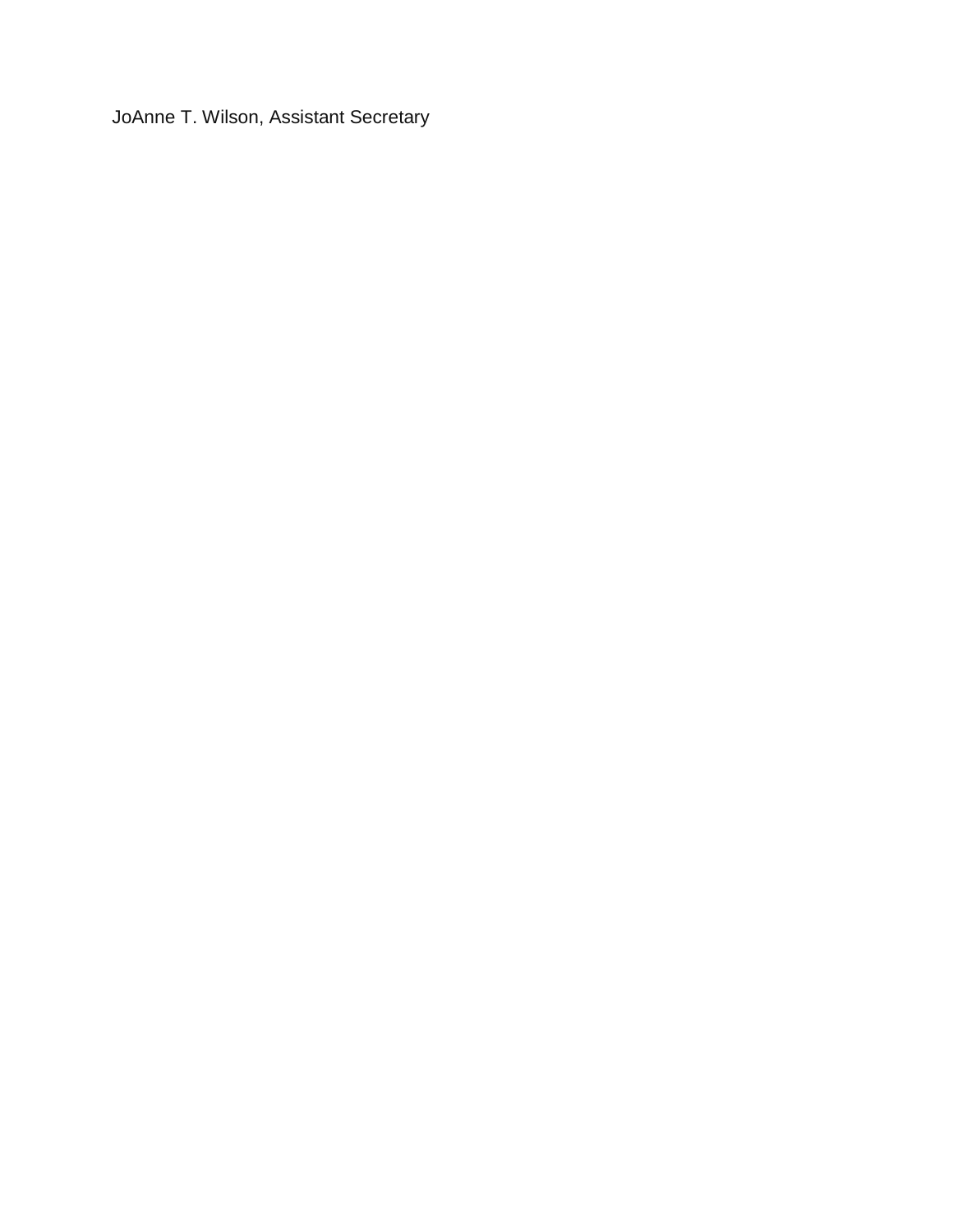JoAnne T. Wilson, Assistant Secretary